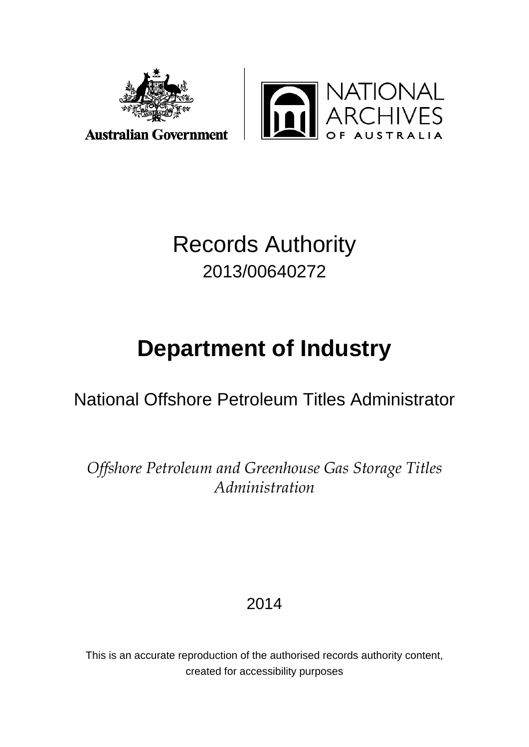Australian Government

NATIONAL ARCHIVES OF AUSTRALIA

# Records Authority

2013/00640272

# Department of Industry

## National Offshore Petroleum Titles Administrator

*Offshore Petroleum and Greenhouse Gas Storage Titles Administration*

2014

This is an accurate reproduction of the authorised records authority content, created for accessibility purposes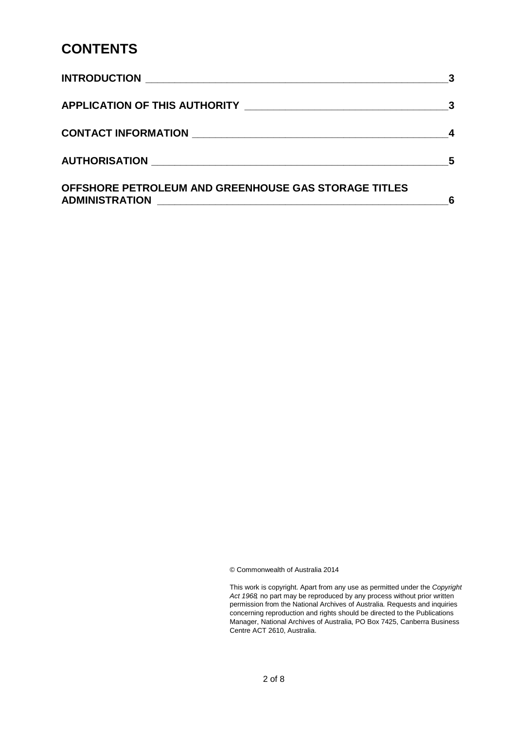# CONTENTS

| | |
|---|---|
| **INTRODUCTION** | **3** |
| **APPLICATION OF THIS AUTHORITY** | **3** |
| **CONTACT INFORMATION** | **4** |
| **AUTHORISATION** | **5** |
| **OFFSHORE PETROLEUM AND GREENHOUSE GAS STORAGE TITLES ADMINISTRATION** | **6** |

© Commonwealth of Australia 2014

This work is copyright. Apart from any use as permitted under the *Copyright Act 1968*, no part may be reproduced by any process without prior written permission from the National Archives of Australia. Requests and inquiries concerning reproduction and rights should be directed to the Publications Manager, National Archives of Australia, PO Box 7425, Canberra Business Centre ACT 2610, Australia.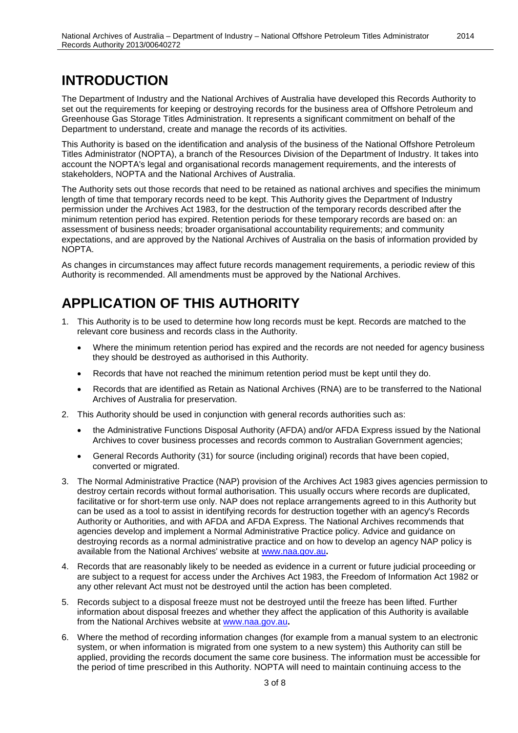# INTRODUCTION

The Department of Industry and the National Archives of Australia have developed this Records Authority to set out the requirements for keeping or destroying records for the business area of Offshore Petroleum and Greenhouse Gas Storage Titles Administration. It represents a significant commitment on behalf of the Department to understand, create and manage the records of its activities.

This Authority is based on the identification and analysis of the business of the National Offshore Petroleum Titles Administrator (NOPTA), a branch of the Resources Division of the Department of Industry. It takes into account the NOPTA's legal and organisational records management requirements, and the interests of stakeholders, NOPTA and the National Archives of Australia.

The Authority sets out those records that need to be retained as national archives and specifies the minimum length of time that temporary records need to be kept. This Authority gives the Department of Industry permission under the Archives Act 1983, for the destruction of the temporary records described after the minimum retention period has expired. Retention periods for these temporary records are based on: an assessment of business needs; broader organisational accountability requirements; and community expectations, and are approved by the National Archives of Australia on the basis of information provided by NOPTA.

As changes in circumstances may affect future records management requirements, a periodic review of this Authority is recommended. All amendments must be approved by the National Archives.

# APPLICATION OF THIS AUTHORITY

1. This Authority is to be used to determine how long records must be kept. Records are matched to the relevant core business and records class in the Authority.
   - Where the minimum retention period has expired and the records are not needed for agency business they should be destroyed as authorised in this Authority.
   - Records that have not reached the minimum retention period must be kept until they do.
   - Records that are identified as Retain as National Archives (RNA) are to be transferred to the National Archives of Australia for preservation.
2. This Authority should be used in conjunction with general records authorities such as:
   - the Administrative Functions Disposal Authority (AFDA) and/or AFDA Express issued by the National Archives to cover business processes and records common to Australian Government agencies;
   - General Records Authority (31) for source (including original) records that have been copied, converted or migrated.
3. The Normal Administrative Practice (NAP) provision of the Archives Act 1983 gives agencies permission to destroy certain records without formal authorisation. This usually occurs where records are duplicated, facilitative or for short-term use only. NAP does not replace arrangements agreed to in this Authority but can be used as a tool to assist in identifying records for destruction together with an agency's Records Authority or Authorities, and with AFDA and AFDA Express. The National Archives recommends that agencies develop and implement a Normal Administrative Practice policy. Advice and guidance on destroying records as a normal administrative practice and on how to develop an agency NAP policy is available from the National Archives' website at www.naa.gov.au**.**
4. Records that are reasonably likely to be needed as evidence in a current or future judicial proceeding or are subject to a request for access under the Archives Act 1983, the Freedom of Information Act 1982 or any other relevant Act must not be destroyed until the action has been completed.
5. Records subject to a disposal freeze must not be destroyed until the freeze has been lifted. Further information about disposal freezes and whether they affect the application of this Authority is available from the National Archives website at www.naa.gov.au**.**
6. Where the method of recording information changes (for example from a manual system to an electronic system, or when information is migrated from one system to a new system) this Authority can still be applied, providing the records document the same core business. The information must be accessible for the period of time prescribed in this Authority. NOPTA will need to maintain continuing access to the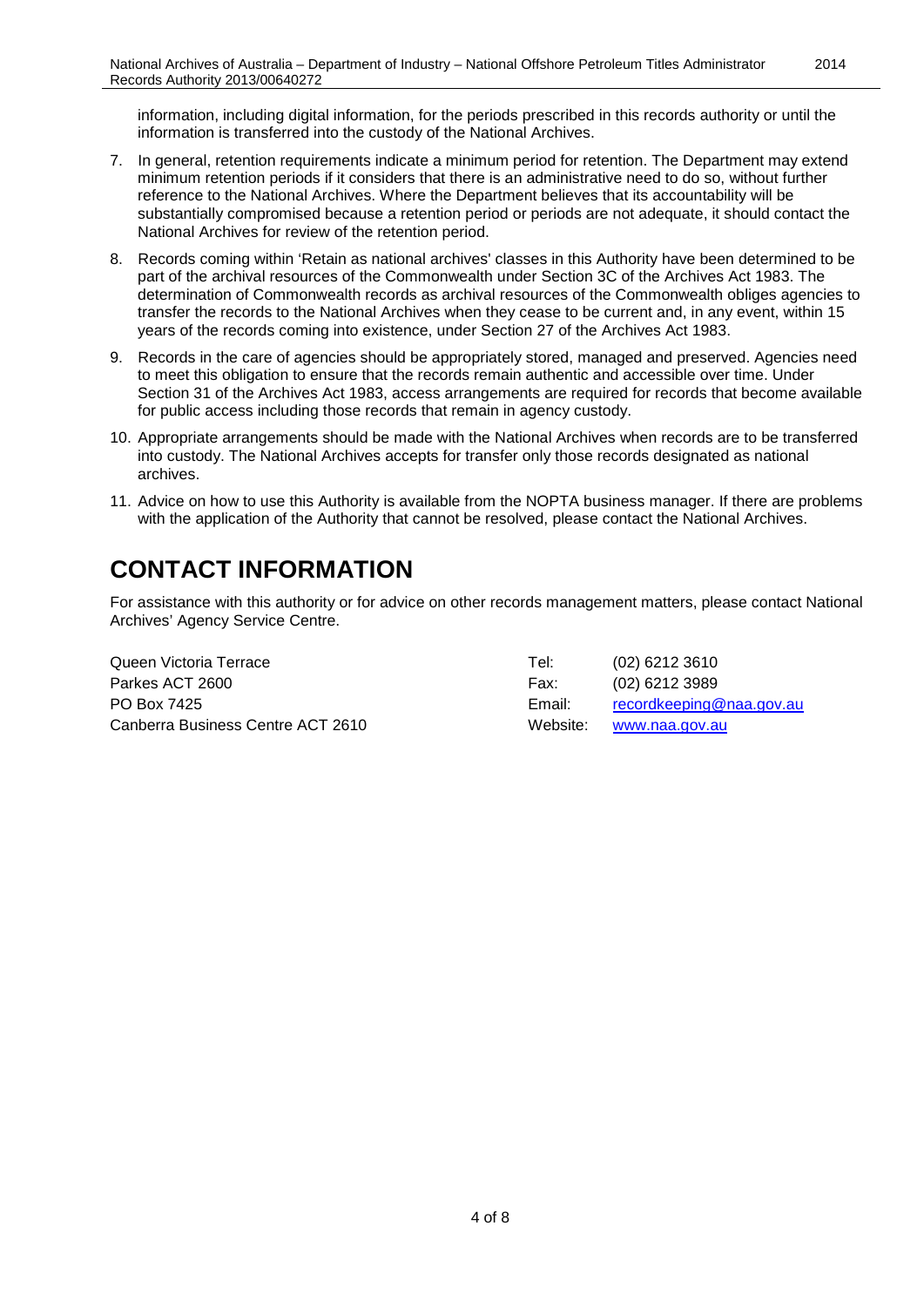information, including digital information, for the periods prescribed in this records authority or until the information is transferred into the custody of the National Archives.

7. In general, retention requirements indicate a minimum period for retention. The Department may extend minimum retention periods if it considers that there is an administrative need to do so, without further reference to the National Archives. Where the Department believes that its accountability will be substantially compromised because a retention period or periods are not adequate, it should contact the National Archives for review of the retention period.
8. Records coming within 'Retain as national archives' classes in this Authority have been determined to be part of the archival resources of the Commonwealth under Section 3C of the Archives Act 1983. The determination of Commonwealth records as archival resources of the Commonwealth obliges agencies to transfer the records to the National Archives when they cease to be current and, in any event, within 15 years of the records coming into existence, under Section 27 of the Archives Act 1983.
9. Records in the care of agencies should be appropriately stored, managed and preserved. Agencies need to meet this obligation to ensure that the records remain authentic and accessible over time. Under Section 31 of the Archives Act 1983, access arrangements are required for records that become available for public access including those records that remain in agency custody.
10. Appropriate arrangements should be made with the National Archives when records are to be transferred into custody. The National Archives accepts for transfer only those records designated as national archives.
11. Advice on how to use this Authority is available from the NOPTA business manager. If there are problems with the application of the Authority that cannot be resolved, please contact the National Archives.

# CONTACT INFORMATION

For assistance with this authority or for advice on other records management matters, please contact National Archives' Agency Service Centre.

Queen Victoria Terrace
Parkes ACT 2600
PO Box 7425
Canberra Business Centre ACT 2610

Tel: (02) 6212 3610
Fax: (02) 6212 3989
Email: recordkeeping@naa.gov.au
Website: www.naa.gov.au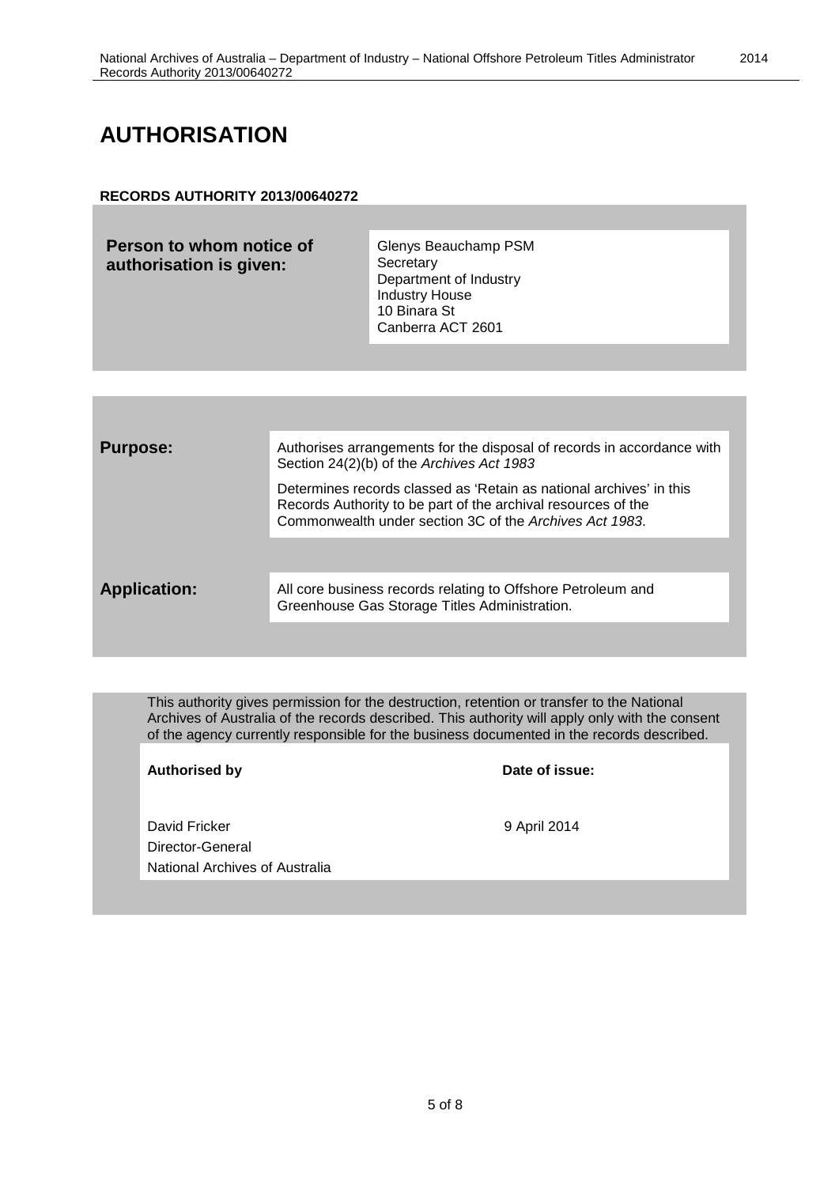# AUTHORISATION

**RECORDS AUTHORITY 2013/00640272**

| **Person to whom notice of authorisation is given:** | Glenys Beauchamp PSM<br>Secretary<br>Department of Industry<br>Industry House<br>10 Binara St<br>Canberra ACT 2601 |
|---|---|

| | |
|---|---|
| **Purpose:** | Authorises arrangements for the disposal of records in accordance with Section 24(2)(b) of the *Archives Act 1983*<br><br>Determines records classed as 'Retain as national archives' in this Records Authority to be part of the archival resources of the Commonwealth under section 3C of the *Archives Act 1983*. |
| **Application:** | All core business records relating to Offshore Petroleum and Greenhouse Gas Storage Titles Administration. |

This authority gives permission for the destruction, retention or transfer to the National Archives of Australia of the records described. This authority will apply only with the consent of the agency currently responsible for the business documented in the records described.

| **Authorised by** | **Date of issue:** |
|---|---|
| David Fricker<br>Director-General<br>National Archives of Australia | 9 April 2014 |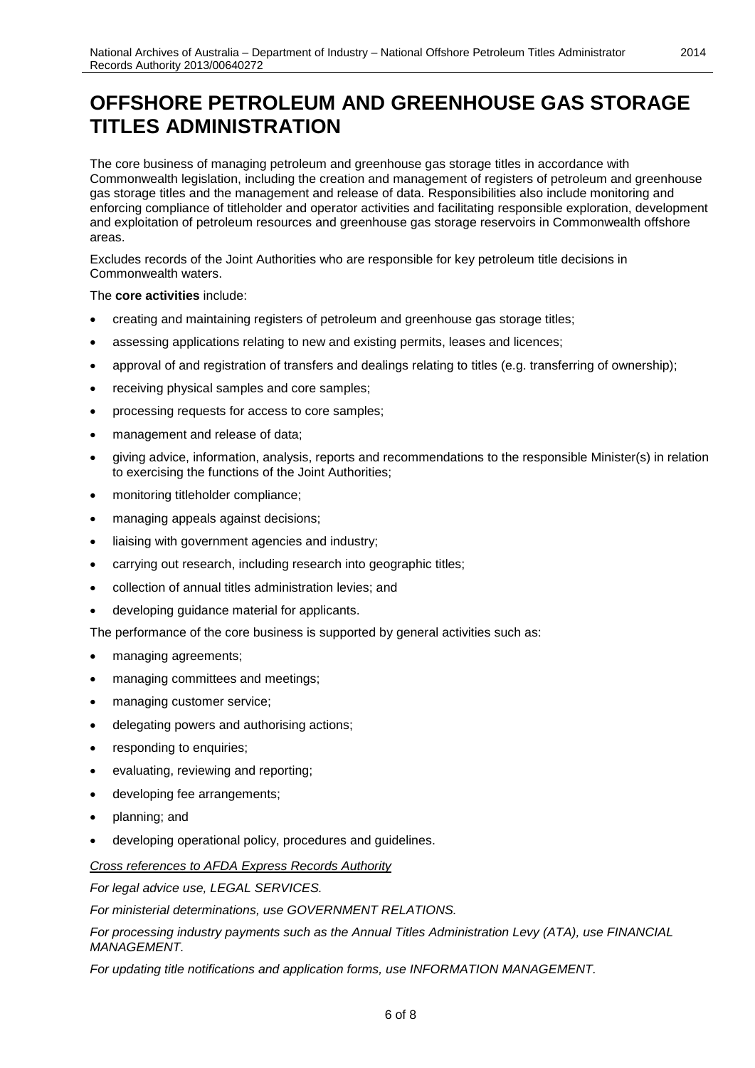# OFFSHORE PETROLEUM AND GREENHOUSE GAS STORAGE TITLES ADMINISTRATION

The core business of managing petroleum and greenhouse gas storage titles in accordance with Commonwealth legislation, including the creation and management of registers of petroleum and greenhouse gas storage titles and the management and release of data. Responsibilities also include monitoring and enforcing compliance of titleholder and operator activities and facilitating responsible exploration, development and exploitation of petroleum resources and greenhouse gas storage reservoirs in Commonwealth offshore areas.

Excludes records of the Joint Authorities who are responsible for key petroleum title decisions in Commonwealth waters.

The **core activities** include:

- creating and maintaining registers of petroleum and greenhouse gas storage titles;
- assessing applications relating to new and existing permits, leases and licences;
- approval of and registration of transfers and dealings relating to titles (e.g. transferring of ownership);
- receiving physical samples and core samples;
- processing requests for access to core samples;
- management and release of data;
- giving advice, information, analysis, reports and recommendations to the responsible Minister(s) in relation to exercising the functions of the Joint Authorities;
- monitoring titleholder compliance;
- managing appeals against decisions;
- liaising with government agencies and industry;
- carrying out research, including research into geographic titles;
- collection of annual titles administration levies; and
- developing guidance material for applicants.

The performance of the core business is supported by general activities such as:

- managing agreements;
- managing committees and meetings;
- managing customer service;
- delegating powers and authorising actions;
- responding to enquiries;
- evaluating, reviewing and reporting;
- developing fee arrangements;
- planning; and
- developing operational policy, procedures and guidelines.

*<u>Cross references to AFDA Express Records Authority</u>*

*For legal advice use, LEGAL SERVICES.*

*For ministerial determinations, use GOVERNMENT RELATIONS.*

*For processing industry payments such as the Annual Titles Administration Levy (ATA), use FINANCIAL MANAGEMENT.*

*For updating title notifications and application forms, use INFORMATION MANAGEMENT.*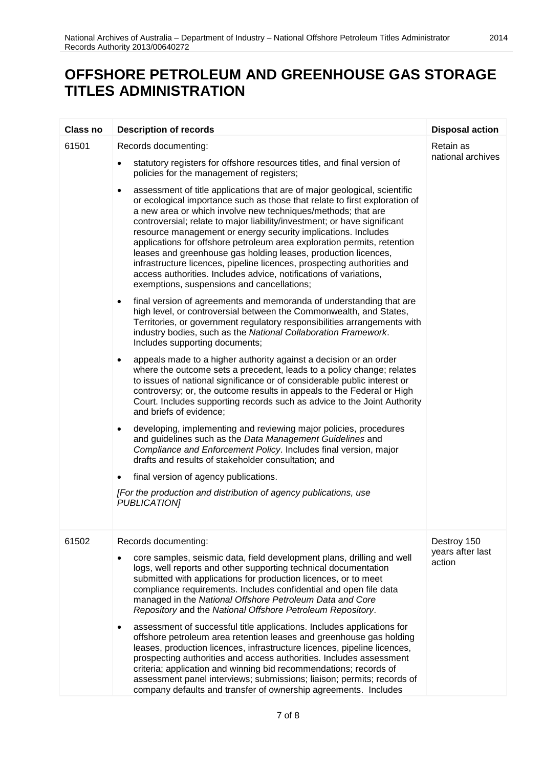# OFFSHORE PETROLEUM AND GREENHOUSE GAS STORAGE TITLES ADMINISTRATION

| Class no | Description of records | Disposal action |
|---|---|---|
| 61501 | Records documenting:<br>• statutory registers for offshore resources titles, and final version of policies for the management of registers;<br>• assessment of title applications that are of major geological, scientific or ecological importance such as those that relate to first exploration of a new area or which involve new techniques/methods; that are controversial; relate to major liability/investment; or have significant resource management or energy security implications. Includes applications for offshore petroleum area exploration permits, retention leases and greenhouse gas holding leases, production licences, infrastructure licences, pipeline licences, prospecting authorities and access authorities. Includes advice, notifications of variations, exemptions, suspensions and cancellations;<br>• final version of agreements and memoranda of understanding that are high level, or controversial between the Commonwealth, and States, Territories, or government regulatory responsibilities arrangements with industry bodies, such as the *National Collaboration Framework*. Includes supporting documents;<br>• appeals made to a higher authority against a decision or an order where the outcome sets a precedent, leads to a policy change; relates to issues of national significance or of considerable public interest or controversy; or, the outcome results in appeals to the Federal or High Court. Includes supporting records such as advice to the Joint Authority and briefs of evidence;<br>• developing, implementing and reviewing major policies, procedures and guidelines such as the *Data Management Guidelines* and *Compliance and Enforcement Policy*. Includes final version, major drafts and results of stakeholder consultation; and<br>• final version of agency publications.<br>*[For the production and distribution of agency publications, use PUBLICATION]* | Retain as national archives |
| 61502 | Records documenting:<br>• core samples, seismic data, field development plans, drilling and well logs, well reports and other supporting technical documentation submitted with applications for production licences, or to meet compliance requirements. Includes confidential and open file data managed in the *National Offshore Petroleum Data and Core Repository* and the *National Offshore Petroleum Repository*.<br>• assessment of successful title applications. Includes applications for offshore petroleum area retention leases and greenhouse gas holding leases, production licences, infrastructure licences, pipeline licences, prospecting authorities and access authorities. Includes assessment criteria; application and winning bid recommendations; records of assessment panel interviews; submissions; liaison; permits; records of company defaults and transfer of ownership agreements. Includes | Destroy 150 years after last action |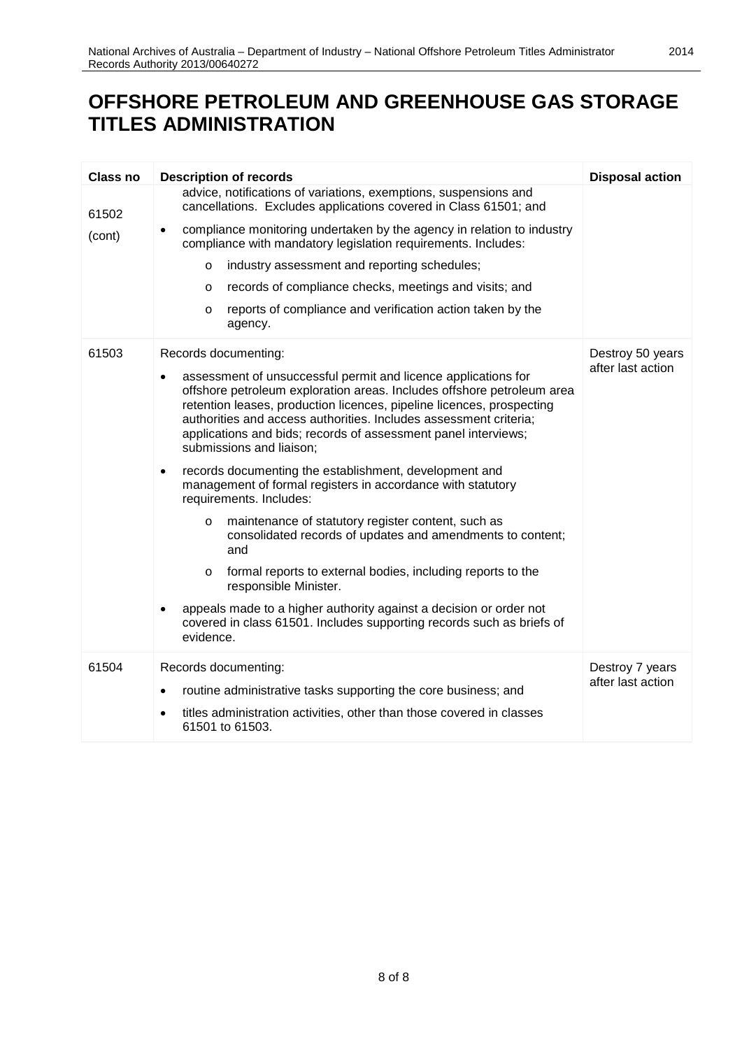# OFFSHORE PETROLEUM AND GREENHOUSE GAS STORAGE TITLES ADMINISTRATION

| Class no | Description of records | Disposal action |
|---|---|---|
| 61502 (cont) | advice, notifications of variations, exemptions, suspensions and cancellations. Excludes applications covered in Class 61501; and<br>• compliance monitoring undertaken by the agency in relation to industry compliance with mandatory legislation requirements. Includes:<br>  o industry assessment and reporting schedules;<br>  o records of compliance checks, meetings and visits; and<br>  o reports of compliance and verification action taken by the agency. | |
| 61503 | Records documenting:<br>• assessment of unsuccessful permit and licence applications for offshore petroleum exploration areas. Includes offshore petroleum area retention leases, production licences, pipeline licences, prospecting authorities and access authorities. Includes assessment criteria; applications and bids; records of assessment panel interviews; submissions and liaison;<br>• records documenting the establishment, development and management of formal registers in accordance with statutory requirements. Includes:<br>  o maintenance of statutory register content, such as consolidated records of updates and amendments to content; and<br>  o formal reports to external bodies, including reports to the responsible Minister.<br>• appeals made to a higher authority against a decision or order not covered in class 61501. Includes supporting records such as briefs of evidence. | Destroy 50 years after last action |
| 61504 | Records documenting:<br>• routine administrative tasks supporting the core business; and<br>• titles administration activities, other than those covered in classes 61501 to 61503. | Destroy 7 years after last action |